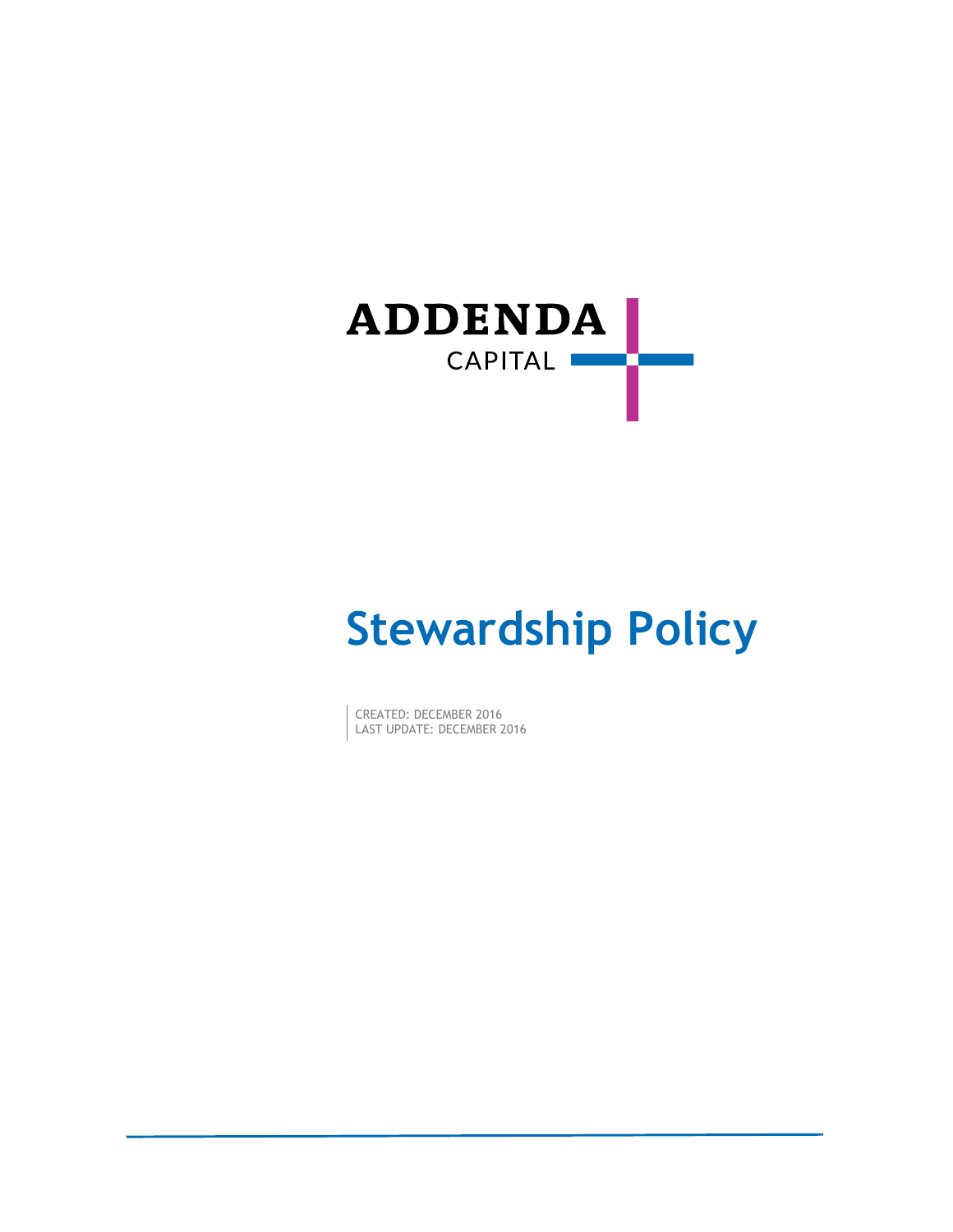ADDENDA CAPITAL

# Stewardship Policy

CREATED: DECEMBER 2016
LAST UPDATE: DECEMBER 2016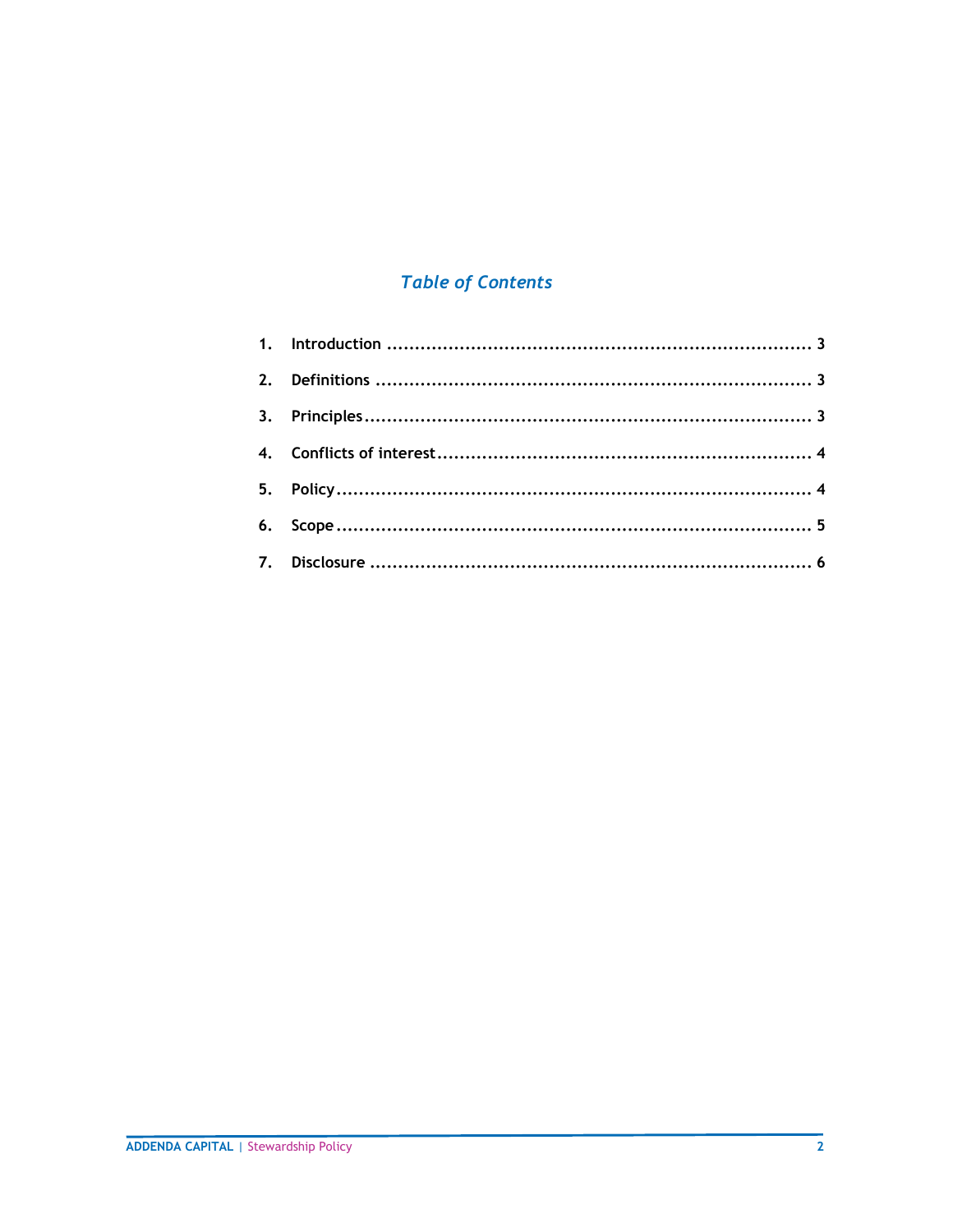## *Table of Contents*

1. **Introduction** ........................................................................ 3
2. **Definitions** ........................................................................ 3
3. **Principles** ........................................................................ 3
4. **Conflicts of interest** ........................................................................ 4
5. **Policy** ........................................................................ 4
6. **Scope** ........................................................................ 5
7. **Disclosure** ........................................................................ 6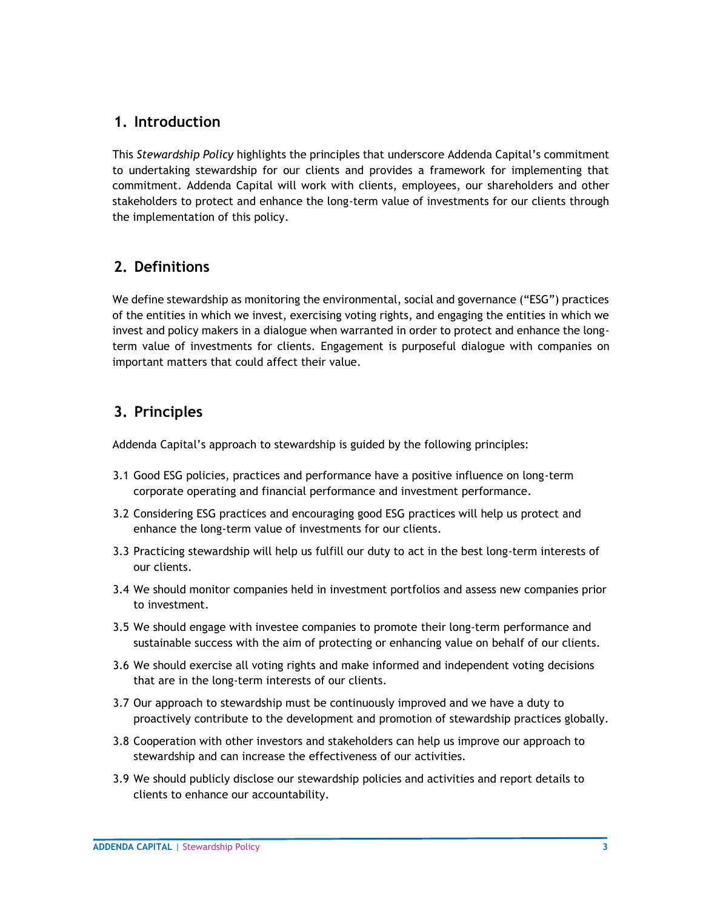## 1. Introduction

This *Stewardship Policy* highlights the principles that underscore Addenda Capital's commitment to undertaking stewardship for our clients and provides a framework for implementing that commitment. Addenda Capital will work with clients, employees, our shareholders and other stakeholders to protect and enhance the long-term value of investments for our clients through the implementation of this policy.

## 2. Definitions

We define stewardship as monitoring the environmental, social and governance ("ESG") practices of the entities in which we invest, exercising voting rights, and engaging the entities in which we invest and policy makers in a dialogue when warranted in order to protect and enhance the long-term value of investments for clients. Engagement is purposeful dialogue with companies on important matters that could affect their value.

## 3. Principles

Addenda Capital's approach to stewardship is guided by the following principles:

3.1 Good ESG policies, practices and performance have a positive influence on long-term corporate operating and financial performance and investment performance.

3.2 Considering ESG practices and encouraging good ESG practices will help us protect and enhance the long-term value of investments for our clients.

3.3 Practicing stewardship will help us fulfill our duty to act in the best long-term interests of our clients.

3.4 We should monitor companies held in investment portfolios and assess new companies prior to investment.

3.5 We should engage with investee companies to promote their long-term performance and sustainable success with the aim of protecting or enhancing value on behalf of our clients.

3.6 We should exercise all voting rights and make informed and independent voting decisions that are in the long-term interests of our clients.

3.7 Our approach to stewardship must be continuously improved and we have a duty to proactively contribute to the development and promotion of stewardship practices globally.

3.8 Cooperation with other investors and stakeholders can help us improve our approach to stewardship and can increase the effectiveness of our activities.

3.9 We should publicly disclose our stewardship policies and activities and report details to clients to enhance our accountability.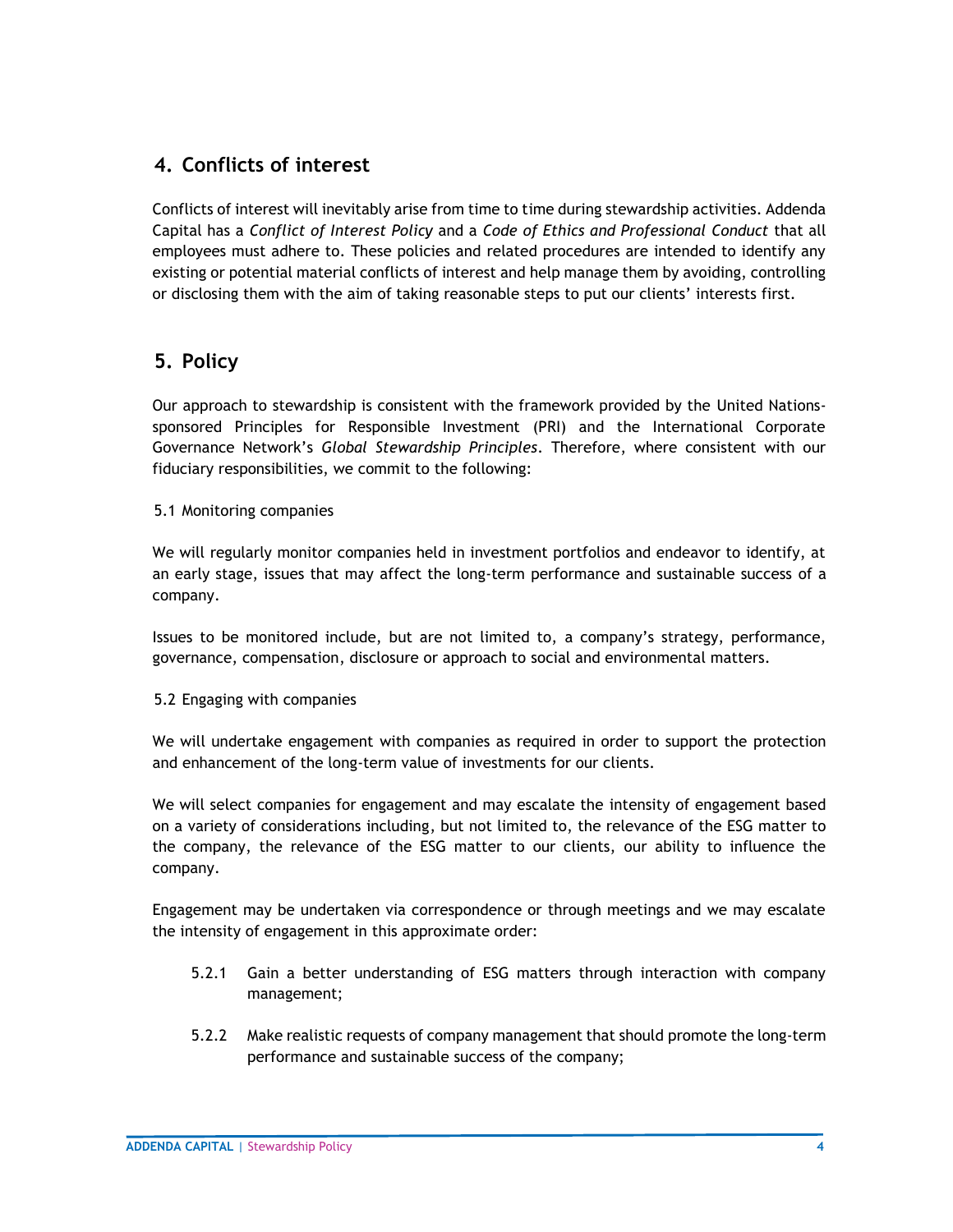## 4. Conflicts of interest

Conflicts of interest will inevitably arise from time to time during stewardship activities. Addenda Capital has a *Conflict of Interest Policy* and a *Code of Ethics and Professional Conduct* that all employees must adhere to. These policies and related procedures are intended to identify any existing or potential material conflicts of interest and help manage them by avoiding, controlling or disclosing them with the aim of taking reasonable steps to put our clients' interests first.

## 5. Policy

Our approach to stewardship is consistent with the framework provided by the United Nations-sponsored Principles for Responsible Investment (PRI) and the International Corporate Governance Network's *Global Stewardship Principles*. Therefore, where consistent with our fiduciary responsibilities, we commit to the following:

### 5.1 Monitoring companies

We will regularly monitor companies held in investment portfolios and endeavor to identify, at an early stage, issues that may affect the long-term performance and sustainable success of a company.

Issues to be monitored include, but are not limited to, a company's strategy, performance, governance, compensation, disclosure or approach to social and environmental matters.

### 5.2 Engaging with companies

We will undertake engagement with companies as required in order to support the protection and enhancement of the long-term value of investments for our clients.

We will select companies for engagement and may escalate the intensity of engagement based on a variety of considerations including, but not limited to, the relevance of the ESG matter to the company, the relevance of the ESG matter to our clients, our ability to influence the company.

Engagement may be undertaken via correspondence or through meetings and we may escalate the intensity of engagement in this approximate order:

- 5.2.1 Gain a better understanding of ESG matters through interaction with company management;
- 5.2.2 Make realistic requests of company management that should promote the long-term performance and sustainable success of the company;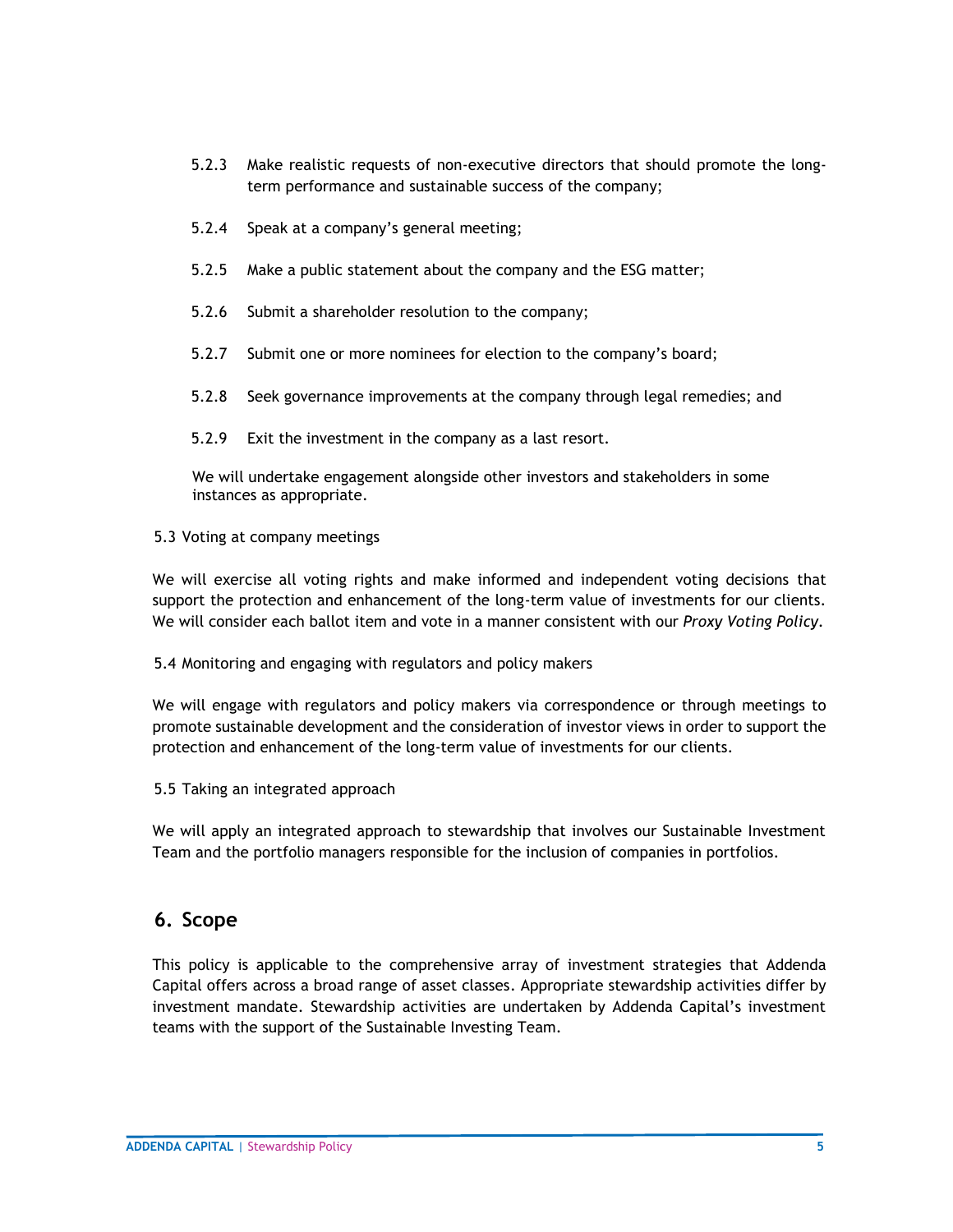5.2.3 Make realistic requests of non-executive directors that should promote the long-term performance and sustainable success of the company;

5.2.4 Speak at a company's general meeting;

5.2.5 Make a public statement about the company and the ESG matter;

5.2.6 Submit a shareholder resolution to the company;

5.2.7 Submit one or more nominees for election to the company's board;

5.2.8 Seek governance improvements at the company through legal remedies; and

5.2.9 Exit the investment in the company as a last resort.

We will undertake engagement alongside other investors and stakeholders in some instances as appropriate.

5.3 Voting at company meetings

We will exercise all voting rights and make informed and independent voting decisions that support the protection and enhancement of the long-term value of investments for our clients. We will consider each ballot item and vote in a manner consistent with our *Proxy Voting Policy.*

5.4 Monitoring and engaging with regulators and policy makers

We will engage with regulators and policy makers via correspondence or through meetings to promote sustainable development and the consideration of investor views in order to support the protection and enhancement of the long-term value of investments for our clients.

5.5 Taking an integrated approach

We will apply an integrated approach to stewardship that involves our Sustainable Investment Team and the portfolio managers responsible for the inclusion of companies in portfolios.

## 6. Scope

This policy is applicable to the comprehensive array of investment strategies that Addenda Capital offers across a broad range of asset classes. Appropriate stewardship activities differ by investment mandate. Stewardship activities are undertaken by Addenda Capital's investment teams with the support of the Sustainable Investing Team.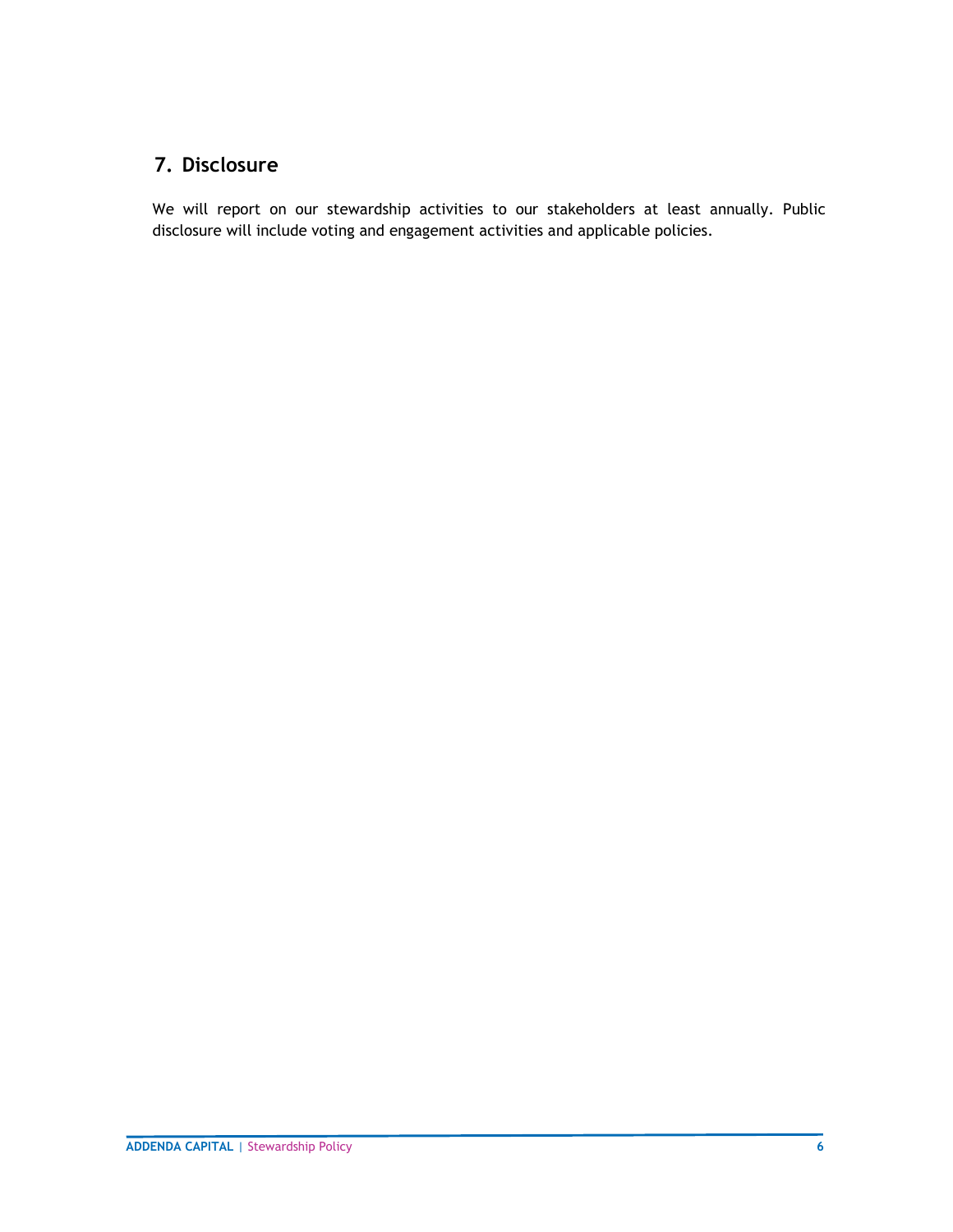## 7. Disclosure

We will report on our stewardship activities to our stakeholders at least annually. Public disclosure will include voting and engagement activities and applicable policies.